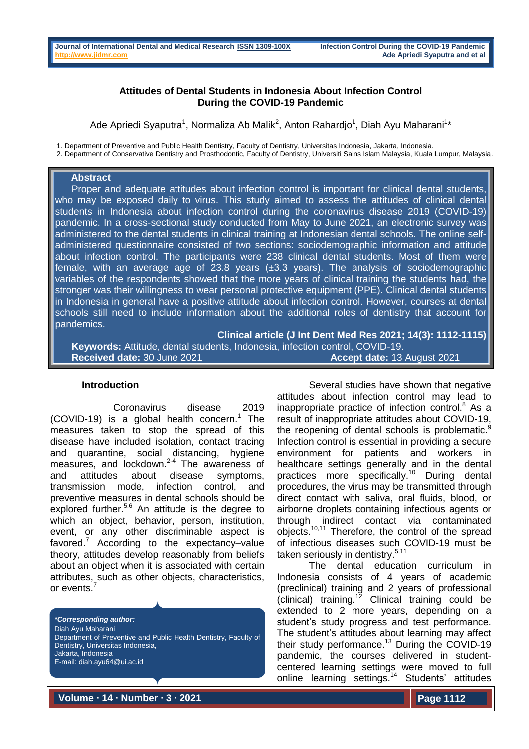# Attitudes of Dental Students in Indonesia About Infection Control During the COVID-19 Pandemic

Ade Apriedi Syaputra[1], Normaliza Ab Malik[2], Anton Rahardjo[1], Diah Ayu Maharani[1]*

1. Department of Preventive and Public Health Dentistry, Faculty of Dentistry, Universitas Indonesia, Jakarta, Indonesia.
2. Department of Conservative Dentistry and Prosthodontic, Faculty of Dentistry, Universiti Sains Islam Malaysia, Kuala Lumpur, Malaysia.

## Abstract

Proper and adequate attitudes about infection control is important for clinical dental students, who may be exposed daily to virus. This study aimed to assess the attitudes of clinical dental students in Indonesia about infection control during the coronavirus disease 2019 (COVID-19) pandemic. In a cross-sectional study conducted from May to June 2021, an electronic survey was administered to the dental students in clinical training at Indonesian dental schools. The online self-administered questionnaire consisted of two sections: sociodemographic information and attitude about infection control. The participants were 238 clinical dental students. Most of them were female, with an average age of 23.8 years (±3.3 years). The analysis of sociodemographic variables of the respondents showed that the more years of clinical training the students had, the stronger was their willingness to wear personal protective equipment (PPE). Clinical dental students in Indonesia in general have a positive attitude about infection control. However, courses at dental schools still need to include information about the additional roles of dentistry that account for pandemics.

**Clinical article (J Int Dent Med Res 2021; 14(3): 1112-1115)**

**Keywords:** Attitude, dental students, Indonesia, infection control, COVID-19.

**Received date:** 30 June 2021 **Accept date:** 13 August 2021

## Introduction

Coronavirus disease 2019 (COVID-19) is a global health concern.[1] The measures taken to stop the spread of this disease have included isolation, contact tracing and quarantine, social distancing, hygiene measures, and lockdown.[2-4] The awareness of and attitudes about disease symptoms, transmission mode, infection control, and preventive measures in dental schools should be explored further.[5,6] An attitude is the degree to which an object, behavior, person, institution, event, or any other discriminable aspect is favored.[7] According to the expectancy–value theory, attitudes develop reasonably from beliefs about an object when it is associated with certain attributes, such as other objects, characteristics, or events.[7]

***Corresponding author:**
Diah Ayu Maharani
Department of Preventive and Public Health Dentistry, Faculty of Dentistry, Universitas Indonesia,
Jakarta, Indonesia
E-mail: diah.ayu64@ui.ac.id

Several studies have shown that negative attitudes about infection control may lead to inappropriate practice of infection control.[8] As a result of inappropriate attitudes about COVID-19, the reopening of dental schools is problematic.[9] Infection control is essential in providing a secure environment for patients and workers in healthcare settings generally and in the dental practices more specifically.[10] During dental procedures, the virus may be transmitted through direct contact with saliva, oral fluids, blood, or airborne droplets containing infectious agents or through indirect contact via contaminated objects.[10,11] Therefore, the control of the spread of infectious diseases such COVID-19 must be taken seriously in dentistry.[5,11]

The dental education curriculum in Indonesia consists of 4 years of academic (preclinical) training and 2 years of professional (clinical) training.[12] Clinical training could be extended to 2 more years, depending on a student's study progress and test performance. The student's attitudes about learning may affect their study performance.[13] During the COVID-19 pandemic, the courses delivered in student-centered learning settings were moved to full online learning settings.[14] Students' attitudes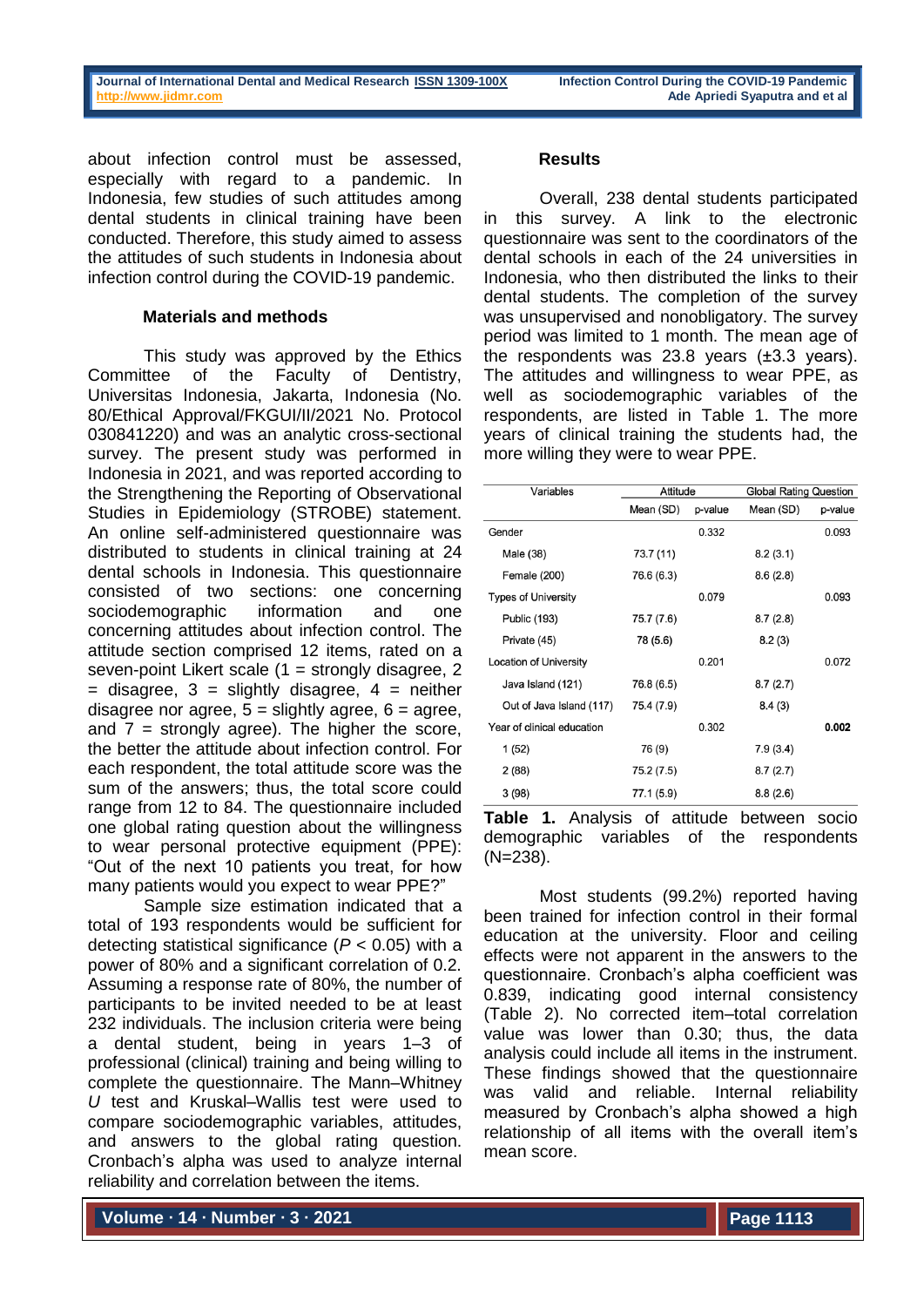about infection control must be assessed, especially with regard to a pandemic. In Indonesia, few studies of such attitudes among dental students in clinical training have been conducted. Therefore, this study aimed to assess the attitudes of such students in Indonesia about infection control during the COVID-19 pandemic.

## Materials and methods

This study was approved by the Ethics Committee of the Faculty of Dentistry, Universitas Indonesia, Jakarta, Indonesia (No. 80/Ethical Approval/FKGUI/II/2021 No. Protocol 030841220) and was an analytic cross-sectional survey. The present study was performed in Indonesia in 2021, and was reported according to the Strengthening the Reporting of Observational Studies in Epidemiology (STROBE) statement. An online self-administered questionnaire was distributed to students in clinical training at 24 dental schools in Indonesia. This questionnaire consisted of two sections: one concerning sociodemographic information and one concerning attitudes about infection control. The attitude section comprised 12 items, rated on a seven-point Likert scale (1 = strongly disagree, 2 = disagree, 3 = slightly disagree, 4 = neither disagree nor agree, 5 = slightly agree, 6 = agree, and 7 = strongly agree). The higher the score, the better the attitude about infection control. For each respondent, the total attitude score was the sum of the answers; thus, the total score could range from 12 to 84. The questionnaire included one global rating question about the willingness to wear personal protective equipment (PPE): "Out of the next 10 patients you treat, for how many patients would you expect to wear PPE?"

Sample size estimation indicated that a total of 193 respondents would be sufficient for detecting statistical significance ($P < 0.05$) with a power of 80% and a significant correlation of 0.2. Assuming a response rate of 80%, the number of participants to be invited needed to be at least 232 individuals. The inclusion criteria were being a dental student, being in years 1–3 of professional (clinical) training and being willing to complete the questionnaire. The Mann–Whitney *U* test and Kruskal–Wallis test were used to compare sociodemographic variables, attitudes, and answers to the global rating question. Cronbach's alpha was used to analyze internal reliability and correlation between the items.

## Results

Overall, 238 dental students participated in this survey. A link to the electronic questionnaire was sent to the coordinators of the dental schools in each of the 24 universities in Indonesia, who then distributed the links to their dental students. The completion of the survey was unsupervised and nonobligatory. The survey period was limited to 1 month. The mean age of the respondents was 23.8 years (±3.3 years). The attitudes and willingness to wear PPE, as well as sociodemographic variables of the respondents, are listed in Table 1. The more years of clinical training the students had, the more willing they were to wear PPE.

| Variables | Attitude | | Global Rating Question | |
|---|---|---|---|---|
| | Mean (SD) | p-value | Mean (SD) | p-value |
| Gender | | 0.332 | | 0.093 |
| Male (38) | 73.7 (11) | | 8.2 (3.1) | |
| Female (200) | 76.6 (6.3) | | 8.6 (2.8) | |
| Types of University | | 0.079 | | 0.093 |
| Public (193) | 75.7 (7.6) | | 8.7 (2.8) | |
| Private (45) | 78 (5.6) | | 8.2 (3) | |
| Location of University | | 0.201 | | 0.072 |
| Java Island (121) | 76.8 (6.5) | | 8.7 (2.7) | |
| Out of Java Island (117) | 75.4 (7.9) | | 8.4 (3) | |
| Year of clinical education | | 0.302 | | **0.002** |
| 1 (52) | 76 (9) | | 7.9 (3.4) | |
| 2 (88) | 75.2 (7.5) | | 8.7 (2.7) | |
| 3 (98) | 77.1 (5.9) | | 8.8 (2.6) | |

**Table 1.** Analysis of attitude between socio demographic variables of the respondents (N=238).

Most students (99.2%) reported having been trained for infection control in their formal education at the university. Floor and ceiling effects were not apparent in the answers to the questionnaire. Cronbach's alpha coefficient was 0.839, indicating good internal consistency (Table 2). No corrected item–total correlation value was lower than 0.30; thus, the data analysis could include all items in the instrument. These findings showed that the questionnaire was valid and reliable. Internal reliability measured by Cronbach's alpha showed a high relationship of all items with the overall item's mean score.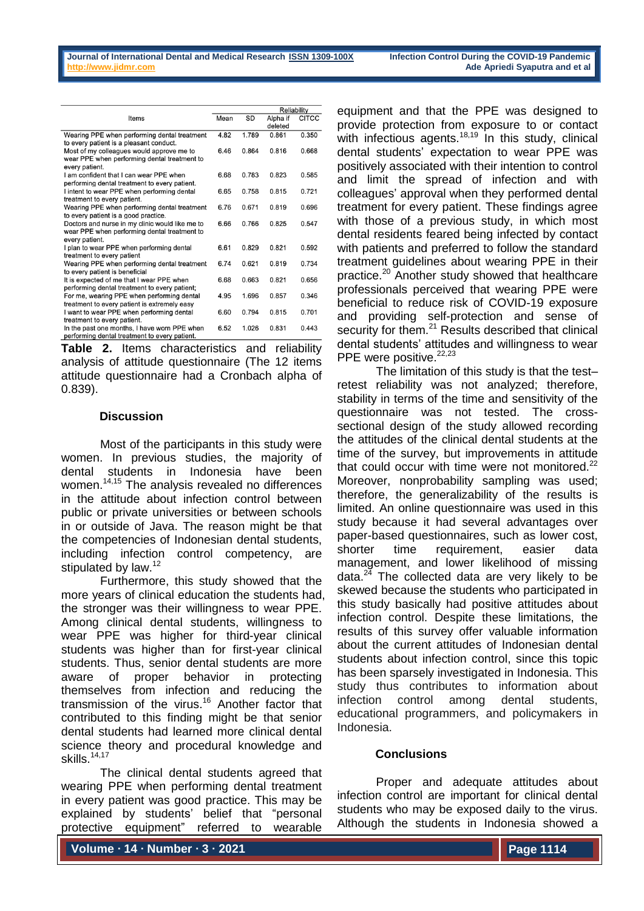| Items | Mean | SD | Reliability | |
|---|---|---|---|---|
| | | | Alpha if deleted | CITCC |
| Wearing PPE when performing dental treatment to every patient is a pleasant conduct. | 4.82 | 1.789 | 0.861 | 0.350 |
| Most of my colleagues would approve me to wear PPE when performing dental treatment to every patient. | 6.46 | 0.864 | 0.816 | 0.668 |
| I am confident that I can wear PPE when performing dental treatment to every patient. | 6.68 | 0.783 | 0.823 | 0.585 |
| I intent to wear PPE when performing dental treatment to every patient. | 6.65 | 0.758 | 0.815 | 0.721 |
| Wearing PPE when performing dental treatment to every patient is a good practice. | 6.76 | 0.671 | 0.819 | 0.696 |
| Doctors and nurse in my clinic would like me to wear PPE when performing dental treatment to every patient. | 6.66 | 0.766 | 0.825 | 0.547 |
| I plan to wear PPE when performing dental treatment to every patient | 6.61 | 0.829 | 0.821 | 0.592 |
| Wearing PPE when performing dental treatment to every patient is beneficial | 6.74 | 0.621 | 0.819 | 0.734 |
| It is expected of me that I wear PPE when performing dental treatment to every patient; | 6.68 | 0.663 | 0.821 | 0.656 |
| For me, wearing PPE when performing dental treatment to every patient is extremely easy | 4.95 | 1.696 | 0.857 | 0.346 |
| I want to wear PPE when performing dental treatment to every patient. | 6.60 | 0.794 | 0.815 | 0.701 |
| In the past one months, I have worn PPE when performing dental treatment to every patient. | 6.52 | 1.026 | 0.831 | 0.443 |

**Table 2.** Items characteristics and reliability analysis of attitude questionnaire (The 12 items attitude questionnaire had a Cronbach alpha of 0.839).

## Discussion

Most of the participants in this study were women. In previous studies, the majority of dental students in Indonesia have been women.[14,15] The analysis revealed no differences in the attitude about infection control between public or private universities or between schools in or outside of Java. The reason might be that the competencies of Indonesian dental students, including infection control competency, are stipulated by law.[12]

Furthermore, this study showed that the more years of clinical education the students had, the stronger was their willingness to wear PPE. Among clinical dental students, willingness to wear PPE was higher for third-year clinical students was higher than for first-year clinical students. Thus, senior dental students are more aware of proper behavior in protecting themselves from infection and reducing the transmission of the virus.[16] Another factor that contributed to this finding might be that senior dental students had learned more clinical dental science theory and procedural knowledge and skills.[14,17]

The clinical dental students agreed that wearing PPE when performing dental treatment in every patient was good practice. This may be explained by students' belief that "personal protective equipment" referred to wearable equipment and that the PPE was designed to provide protection from exposure to or contact with infectious agents.[18,19] In this study, clinical dental students' expectation to wear PPE was positively associated with their intention to control and limit the spread of infection and with colleagues' approval when they performed dental treatment for every patient. These findings agree with those of a previous study, in which most dental residents feared being infected by contact with patients and preferred to follow the standard treatment guidelines about wearing PPE in their practice.[20] Another study showed that healthcare professionals perceived that wearing PPE were beneficial to reduce risk of COVID-19 exposure and providing self-protection and sense of security for them.[21] Results described that clinical dental students' attitudes and willingness to wear PPE were positive.[22,23]

The limitation of this study is that the test–retest reliability was not analyzed; therefore, stability in terms of the time and sensitivity of the questionnaire was not tested. The cross-sectional design of the study allowed recording the attitudes of the clinical dental students at the time of the survey, but improvements in attitude that could occur with time were not monitored.[22] Moreover, nonprobability sampling was used; therefore, the generalizability of the results is limited. An online questionnaire was used in this study because it had several advantages over paper-based questionnaires, such as lower cost, shorter time requirement, easier data management, and lower likelihood of missing data.[24] The collected data are very likely to be skewed because the students who participated in this study basically had positive attitudes about infection control. Despite these limitations, the results of this survey offer valuable information about the current attitudes of Indonesian dental students about infection control, since this topic has been sparsely investigated in Indonesia. This study thus contributes to information about infection control among dental students, educational programmers, and policymakers in Indonesia.

## Conclusions

Proper and adequate attitudes about infection control are important for clinical dental students who may be exposed daily to the virus. Although the students in Indonesia showed a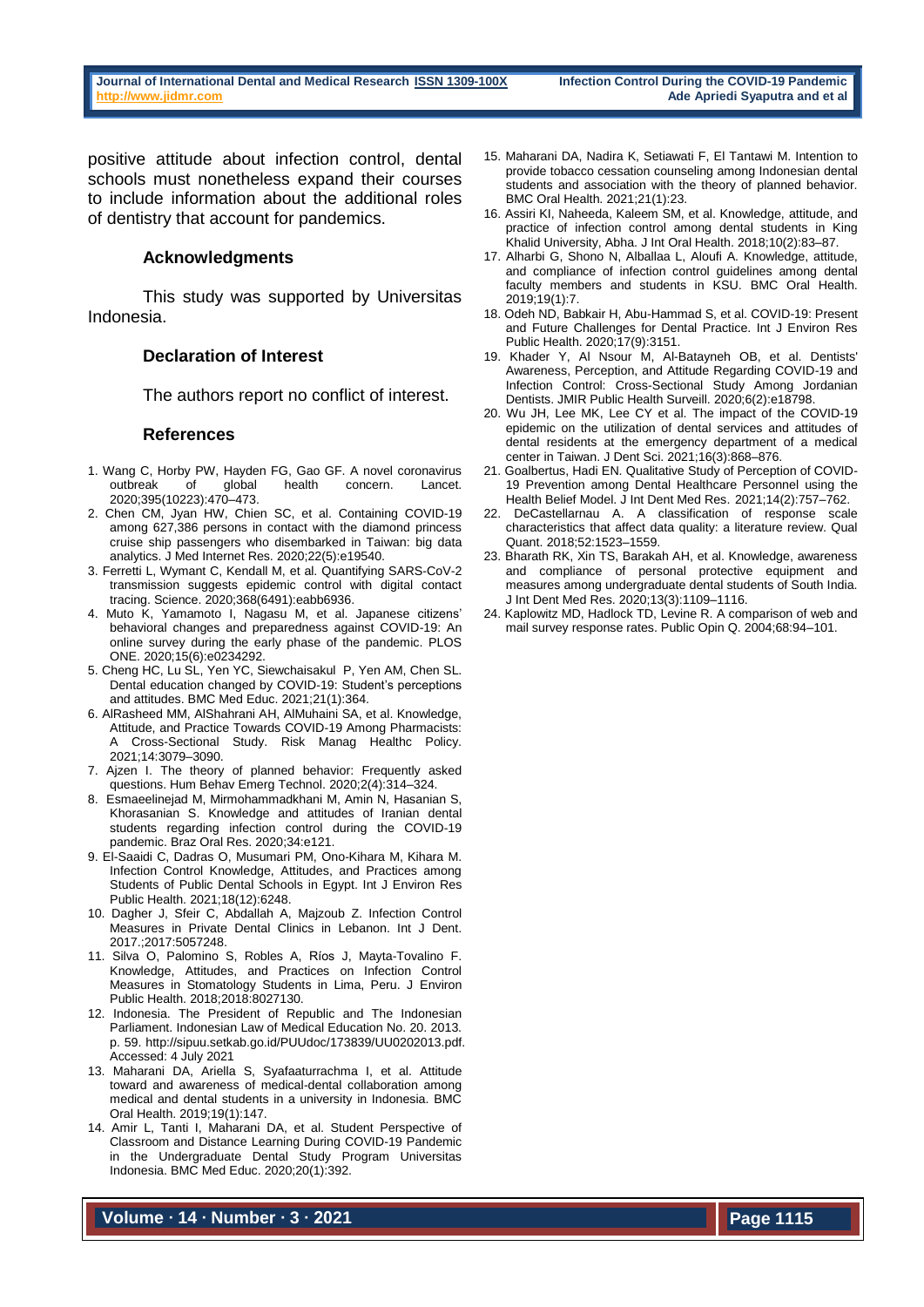positive attitude about infection control, dental schools must nonetheless expand their courses to include information about the additional roles of dentistry that account for pandemics.

### Acknowledgments

This study was supported by Universitas Indonesia.

### Declaration of Interest

The authors report no conflict of interest.

### References

1. Wang C, Horby PW, Hayden FG, Gao GF. A novel coronavirus outbreak of global health concern. Lancet. 2020;395(10223):470–473.
2. Chen CM, Jyan HW, Chien SC, et al. Containing COVID-19 among 627,386 persons in contact with the diamond princess cruise ship passengers who disembarked in Taiwan: big data analytics. J Med Internet Res. 2020;22(5):e19540.
3. Ferretti L, Wymant C, Kendall M, et al. Quantifying SARS-CoV-2 transmission suggests epidemic control with digital contact tracing. Science. 2020;368(6491):eabb6936.
4. Muto K, Yamamoto I, Nagasu M, et al. Japanese citizens' behavioral changes and preparedness against COVID-19: An online survey during the early phase of the pandemic. PLOS ONE. 2020;15(6):e0234292.
5. Cheng HC, Lu SL, Yen YC, Siewchaisakul P, Yen AM, Chen SL. Dental education changed by COVID-19: Student's perceptions and attitudes. BMC Med Educ. 2021;21(1):364.
6. AlRasheed MM, AlShahrani AH, AlMuhaini SA, et al. Knowledge, Attitude, and Practice Towards COVID-19 Among Pharmacists: A Cross-Sectional Study. Risk Manag Healthc Policy. 2021;14:3079–3090.
7. Ajzen I. The theory of planned behavior: Frequently asked questions. Hum Behav Emerg Technol. 2020;2(4):314–324.
8. Esmaeelinejad M, Mirmohammadkhani M, Amin N, Hasanian S, Khorasanian S. Knowledge and attitudes of Iranian dental students regarding infection control during the COVID-19 pandemic. Braz Oral Res. 2020;34:e121.
9. El-Saaidi C, Dadras O, Musumari PM, Ono-Kihara M, Kihara M. Infection Control Knowledge, Attitudes, and Practices among Students of Public Dental Schools in Egypt. Int J Environ Res Public Health. 2021;18(12):6248.
10. Dagher J, Sfeir C, Abdallah A, Majzoub Z. Infection Control Measures in Private Dental Clinics in Lebanon. Int J Dent. 2017.;2017:5057248.
11. Silva O, Palomino S, Robles A, Ríos J, Mayta-Tovalino F. Knowledge, Attitudes, and Practices on Infection Control Measures in Stomatology Students in Lima, Peru. J Environ Public Health. 2018;2018:8027130.
12. Indonesia. The President of Republic and The Indonesian Parliament. Indonesian Law of Medical Education No. 20. 2013. p. 59. http://sipuu.setkab.go.id/PUUdoc/173839/UU0202013.pdf. Accessed: 4 July 2021
13. Maharani DA, Ariella S, Syafaaturrachma I, et al. Attitude toward and awareness of medical-dental collaboration among medical and dental students in a university in Indonesia. BMC Oral Health. 2019;19(1):147.
14. Amir L, Tanti I, Maharani DA, et al. Student Perspective of Classroom and Distance Learning During COVID-19 Pandemic in the Undergraduate Dental Study Program Universitas Indonesia. BMC Med Educ. 2020;20(1):392.
15. Maharani DA, Nadira K, Setiawati F, El Tantawi M. Intention to provide tobacco cessation counseling among Indonesian dental students and association with the theory of planned behavior. BMC Oral Health. 2021;21(1):23.
16. Assiri KI, Naheeda, Kaleem SM, et al. Knowledge, attitude, and practice of infection control among dental students in King Khalid University, Abha. J Int Oral Health. 2018;10(2):83–87.
17. Alharbi G, Shono N, Alballaa L, Aloufi A. Knowledge, attitude, and compliance of infection control guidelines among dental faculty members and students in KSU. BMC Oral Health. 2019;19(1):7.
18. Odeh ND, Babkair H, Abu-Hammad S, et al. COVID-19: Present and Future Challenges for Dental Practice. Int J Environ Res Public Health. 2020;17(9):3151.
19. Khader Y, Al Nsour M, Al-Batayneh OB, et al. Dentists' Awareness, Perception, and Attitude Regarding COVID-19 and Infection Control: Cross-Sectional Study Among Jordanian Dentists. JMIR Public Health Surveill. 2020;6(2):e18798.
20. Wu JH, Lee MK, Lee CY et al. The impact of the COVID-19 epidemic on the utilization of dental services and attitudes of dental residents at the emergency department of a medical center in Taiwan. J Dent Sci. 2021;16(3):868–876.
21. Goalbertus, Hadi EN. Qualitative Study of Perception of COVID-19 Prevention among Dental Healthcare Personnel using the Health Belief Model. J Int Dent Med Res. 2021;14(2):757–762.
22. DeCastellarnau A. A classification of response scale characteristics that affect data quality: a literature review. Qual Quant. 2018;52:1523–1559.
23. Bharath RK, Xin TS, Barakah AH, et al. Knowledge, awareness and compliance of personal protective equipment and measures among undergraduate dental students of South India. J Int Dent Med Res. 2020;13(3):1109–1116.
24. Kaplowitz MD, Hadlock TD, Levine R. A comparison of web and mail survey response rates. Public Opin Q. 2004;68:94–101.